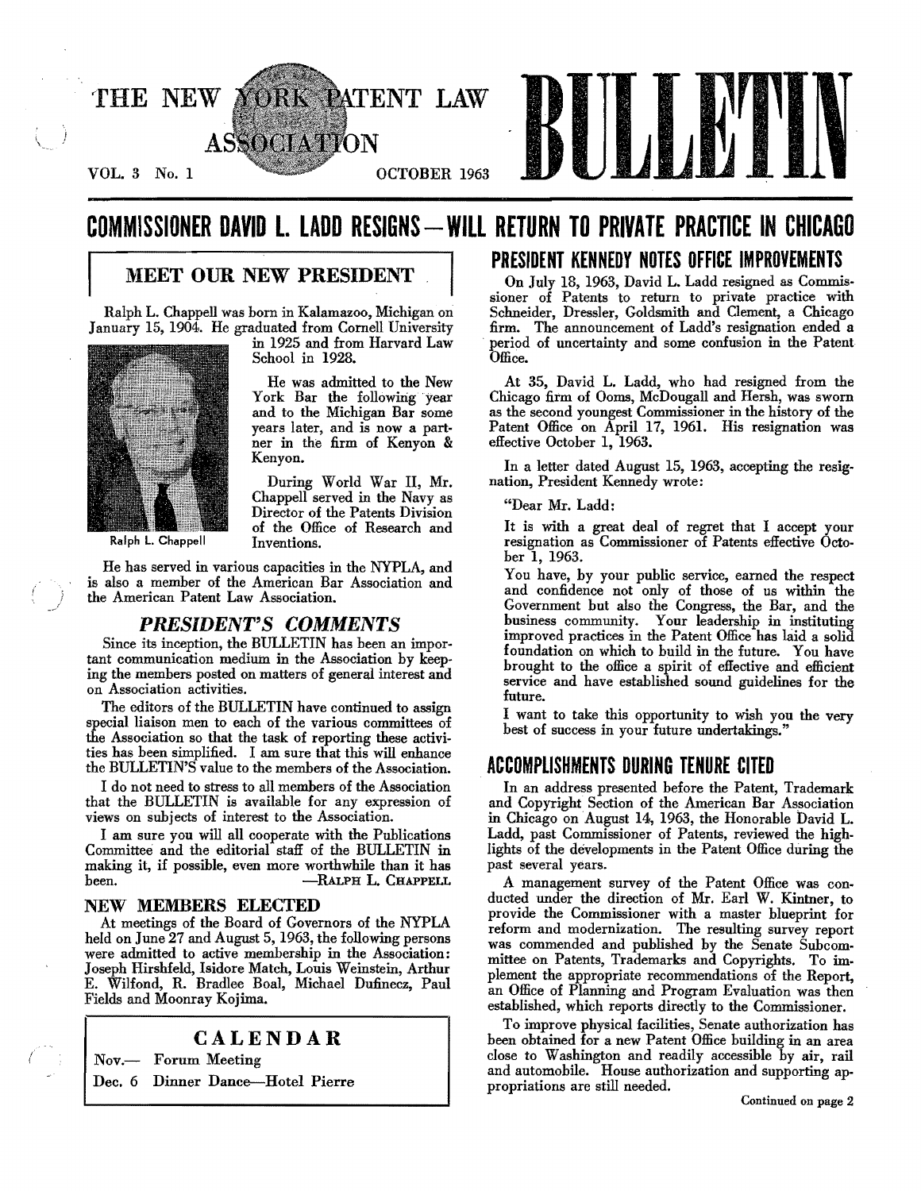# THE NEW YORK PATENT LAW ASSOCIATION BULLETIN

VOL. 3 No. 1 OCTOBER 1963

# COMMISSIONER DAVID L. LADD RESIGNS—WILL RETURN TO PRIVATE PRACTICE IN CHICAGO

## MEET OUR NEW PRESIDENT

Ralph L. Chappell was born in Kalamazoo, Michigan on January 15, 1904. He graduated from Cornell University in 1925 and from Harvard Law School in 1928.

He was admitted to the New York Bar the following year and to the Michigan Bar some years later, and is now a partner in the firm of Kenyon & Kenyon.

During World War II, Mr. Chappell served in the Navy as Director of the Patents Division of the Office of Research and Inventions.

Ralph L. Chappell

He has served in various capacities in the NYPLA, and is also a member of the American Bar Association and the American Patent Law Association.

## *PRESIDENT'S COMMENTS*

Since its inception, the BULLETIN has been an important communication medium in the Association by keeping the members posted on matters of general interest and on Association activities.

The editors of the BULLETIN have continued to assign special liaison men to each of the various committees of the Association so that the task of reporting these activities has been simplified. I am sure that this will enhance the BULLETIN'S value to the members of the Association.

I do not need to stress to all members of the Association that the BULLETIN is available for any expression of views on subjects of interest to the Association.

I am sure you will all cooperate with the Publications Committee and the editorial staff of the BULLETIN in making it, if possible, even more worthwhile than it has been.

—RALPH L. CHAPPELL

## NEW MEMBERS ELECTED

At meetings of the Board of Governors of the NYPLA held on June 27 and August 5, 1963, the following persons were admitted to active membership in the Association: Joseph Hirshfeld, Isidore Match, Louis Weinstein, Arthur E. Wilfond, R. Bradlee Boal, Michael Dufinecz, Paul Fields and Moonray Kojima.

## CALENDAR

Nov.— Forum Meeting

Dec. 6 Dinner Dance—Hotel Pierre

## PRESIDENT KENNEDY NOTES OFFICE IMPROVEMENTS

On July 18, 1963, David L. Ladd resigned as Commissioner of Patents to return to private practice with Schneider, Dressler, Goldsmith and Clement, a Chicago firm. The announcement of Ladd's resignation ended a period of uncertainty and some confusion in the Patent Office.

At 35, David L. Ladd, who had resigned from the Chicago firm of Ooms, McDougall and Hersh, was sworn as the second youngest Commissioner in the history of the Patent Office on April 17, 1961. His resignation was effective October 1, 1963.

In a letter dated August 15, 1963, accepting the resignation, President Kennedy wrote:

"Dear Mr. Ladd:

It is with a great deal of regret that I accept your resignation as Commissioner of Patents effective October 1, 1963.

You have, by your public service, earned the respect and confidence not only of those of us within the Government but also the Congress, the Bar, and the business community. Your leadership in instituting improved practices in the Patent Office has laid a solid foundation on which to build in the future. You have brought to the office a spirit of effective and efficient service and have established sound guidelines for the future.

I want to take this opportunity to wish you the very best of success in your future undertakings."

## ACCOMPLISHMENTS DURING TENURE CITED

In an address presented before the Patent, Trademark and Copyright Section of the American Bar Association in Chicago on August 14, 1963, the Honorable David L. Ladd, past Commissioner of Patents, reviewed the highlights of the developments in the Patent Office during the past several years.

A management survey of the Patent Office was conducted under the direction of Mr. Earl W. Kintner, to provide the Commissioner with a master blueprint for reform and modernization. The resulting survey report was commended and published by the Senate Subcommittee on Patents, Trademarks and Copyrights. To implement the appropriate recommendations of the Report, an Office of Planning and Program Evaluation was then established, which reports directly to the Commissioner.

To improve physical facilities, Senate authorization has been obtained for a new Patent Office building in an area close to Washington and readily accessible by air, rail and automobile. House authorization and supporting appropriations are still needed.

Continued on page 2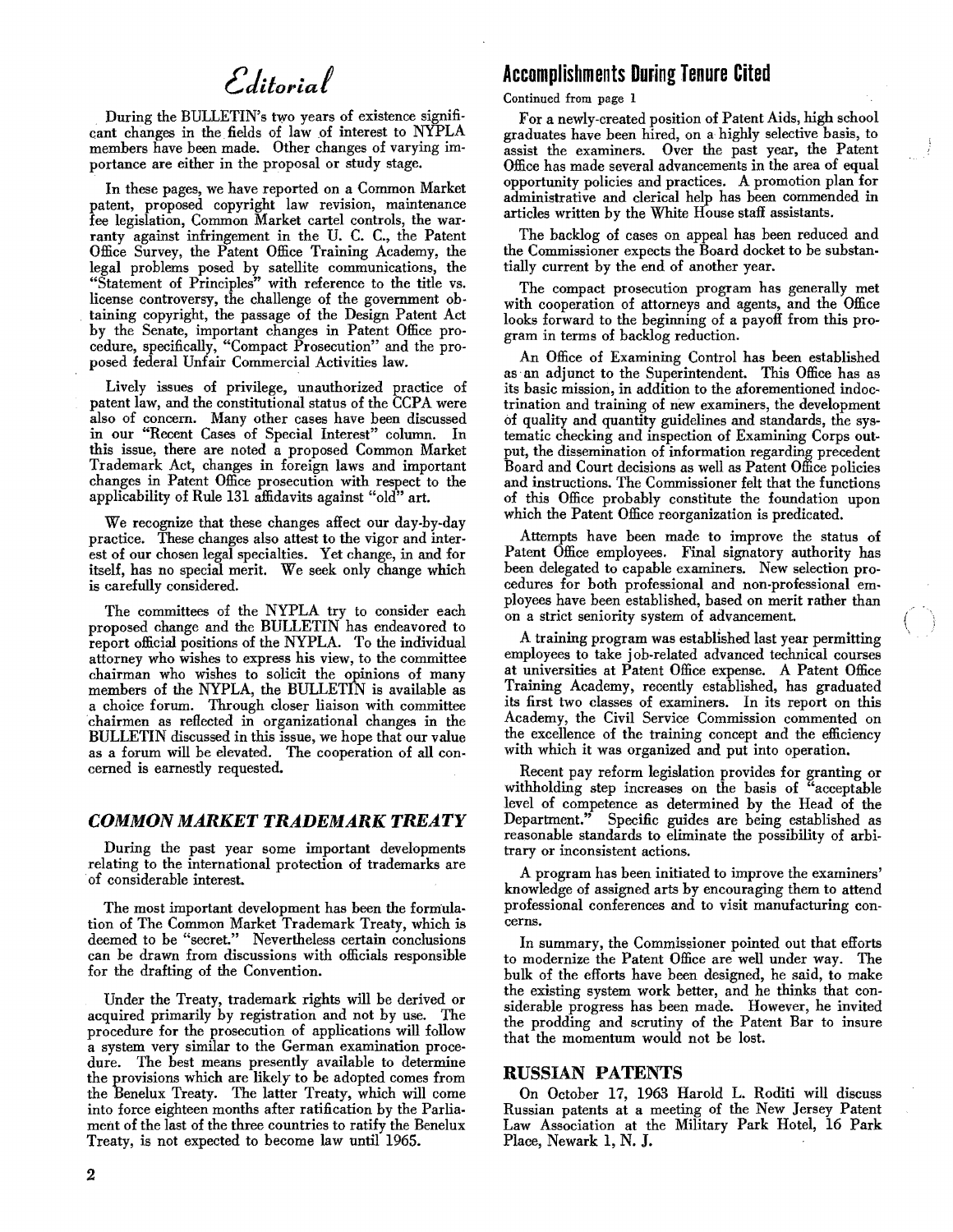# Editorial

During the BULLETIN's two years of existence significant changes in the fields of law of interest to NYPLA members have been made. Other changes of varying importance are either in the proposal or study stage.

In these pages, we have reported on a Common Market patent, proposed copyright law revision, maintenance fee legislation, Common Market cartel controls, the warranty against infringement in the U. C. C., the Patent Office Survey, the Patent Office Training Academy, the legal problems posed by satellite communications, the "Statement of Principles" with reference to the title vs. license controversy, the challenge of the government obtaining copyright, the passage of the Design Patent Act by the Senate, important changes in Patent Office procedure, specifically, "Compact Prosecution" and the proposed federal Unfair Commercial Activities law.

Lively issues of privilege, unauthorized practice of patent law, and the constitutional status of the CCPA were also of concern. Many other cases have been discussed in our "Recent Cases of Special Interest" column. In this issue, there are noted a proposed Common Market Trademark Act, changes in foreign laws and important changes in Patent Office prosecution with respect to the applicability of Rule 131 affidavits against "old" art.

We recognize that these changes affect our day-by-day practice. These changes also attest to the vigor and interest of our chosen legal specialties. Yet change, in and for itself, has no special merit. We seek only change which is carefully considered.

The committees of the NYPLA try to consider each proposed change and the BULLETIN has endeavored to report official positions of the NYPLA. To the individual attorney who wishes to express his view, to the committee chairman who wishes to solicit the opinions of many members of the NYPLA, the BULLETIN is available as a choice forum. Through closer liaison with committee chairmen as reflected in organizational changes in the BULLETIN discussed in this issue, we hope that our value as a forum will be elevated. The cooperation of all concerned is earnestly requested.

## *COMMON MARKET TRADEMARK TREATY*

During the past year some important developments relating to the international protection of trademarks are of considerable interest.

The most important development has been the formulation of The Common Market Trademark Treaty, which is deemed to be "secret." Nevertheless certain conclusions can be drawn from discussions with officials responsible for the drafting of the Convention.

Under the Treaty, trademark rights will be derived or acquired primarily by registration and not by use. The procedure for the prosecution of applications will follow a system very similar to the German examination procedure. The best means presently available to determine the provisions which are likely to be adopted comes from the Benelux Treaty. The latter Treaty, which will come into force eighteen months after ratification by the Parliament of the last of the three countries to ratify the Benelux Treaty, is not expected to become law until 1965.

## Accomplishments During Tenure Cited

Continued from page 1

For a newly-created position of Patent Aids, high school graduates have been hired, on a highly selective basis, to assist the examiners. Over the past year, the Patent Office has made several advancements in the area of equal opportunity policies and practices. A promotion plan for administrative and clerical help has been commended in articles written by the White House staff assistants.

The backlog of cases on appeal has been reduced and the Commissioner expects the Board docket to be substantially current by the end of another year.

The compact prosecution program has generally met with cooperation of attorneys and agents, and the Office looks forward to the beginning of a payoff from this program in terms of backlog reduction.

An Office of Examining Control has been established as an adjunct to the Superintendent. This Office has as its basic mission, in addition to the aforementioned indoctrination and training of new examiners, the development of quality and quantity guidelines and standards, the systematic checking and inspection of Examining Corps output, the dissemination of information regarding precedent Board and Court decisions as well as Patent Office policies and instructions. The Commissioner felt that the functions of this Office probably constitute the foundation upon which the Patent Office reorganization is predicated.

Attempts have been made to improve the status of Patent Office employees. Final signatory authority has been delegated to capable examiners. New selection procedures for both professional and non-professional employees have been established, based on merit rather than on a strict seniority system of advancement.

A training program was established last year permitting employees to take job-related advanced technical courses at universities at Patent Office expense. A Patent Office Training Academy, recently established, has graduated its first two classes of examiners. In its report on this Academy, the Civil Service Commission commented on the excellence of the training concept and the efficiency with which it was organized and put into operation.

Recent pay reform legislation provides for granting or withholding step increases on the basis of "acceptable level of competence as determined by the Head of the Department." Specific guides are being established as reasonable standards to eliminate the possibility of arbitrary or inconsistent actions.

A program has been initiated to improve the examiners' knowledge of assigned arts by encouraging them to attend professional conferences and to visit manufacturing concerns.

In summary, the Commissioner pointed out that efforts to modernize the Patent Office are well under way. The bulk of the efforts have been designed, he said, to make the existing system work better, and he thinks that considerable progress has been made. However, he invited the prodding and scrutiny of the Patent Bar to insure that the momentum would not be lost.

## RUSSIAN PATENTS

On October 17, 1963 Harold L. Roditi will discuss Russian patents at a meeting of the New Jersey Patent Law Association at the Military Park Hotel, 16 Park Place, Newark 1, N. J.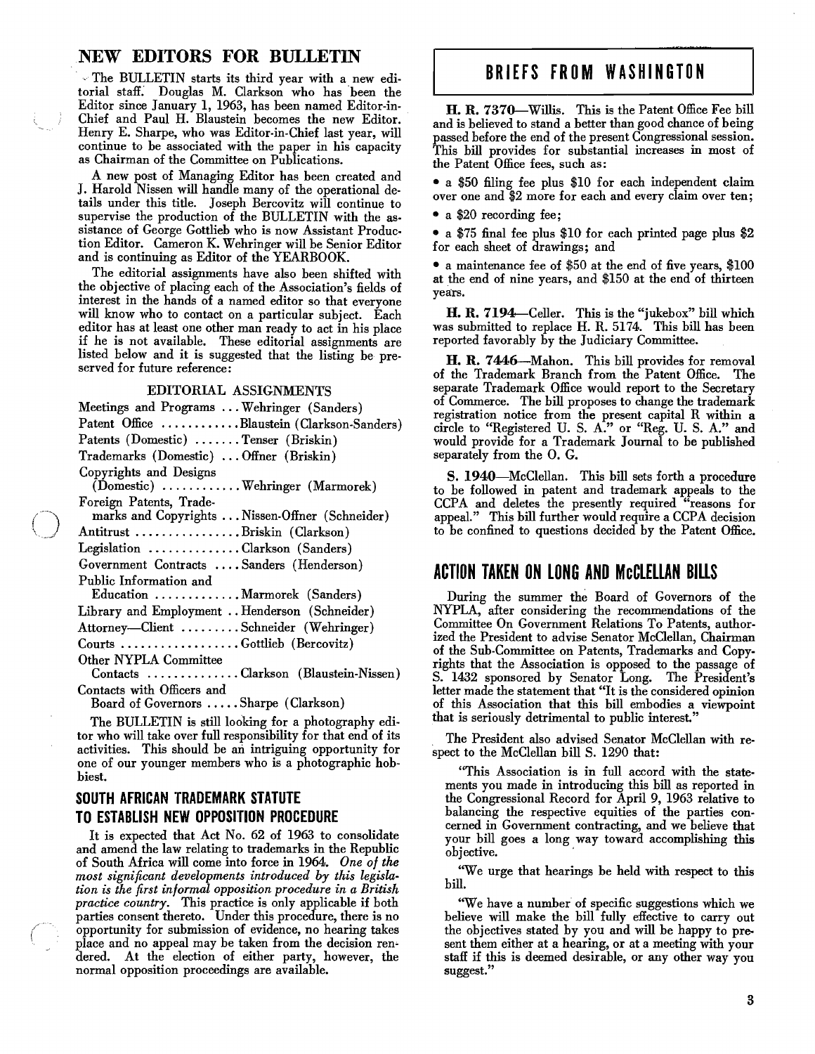## NEW EDITORS FOR BULLETIN

The BULLETIN starts its third year with a new editorial staff. Douglas M. Clarkson who has been the Editor since January 1, 1963, has been named Editor-in-Chief and Paul H. Blaustein becomes the new Editor. Henry E. Sharpe, who was Editor-in-Chief last year, will continue to be associated with the paper in his capacity as Chairman of the Committee on Publications.

A new post of Managing Editor has been created and J. Harold Nissen will handle many of the operational details under this title. Joseph Bercovitz will continue to supervise the production of the BULLETIN with the assistance of George Gottlieb who is now Assistant Production Editor. Cameron K. Wehringer will be Senior Editor and is continuing as Editor of the YEARBOOK.

The editorial assignments have also been shifted with the objective of placing each of the Association's fields of interest in the hands of a named editor so that everyone will know who to contact on a particular subject. Each editor has at least one other man ready to act in his place if he is not available. These editorial assignments are listed below and it is suggested that the listing be preserved for future reference:

### EDITORIAL ASSIGNMENTS

| | |
|---|---|
| Meetings and Programs | Wehringer (Sanders) |
| Patent Office | Blaustein (Clarkson-Sanders) |
| Patents (Domestic) | Tenser (Briskin) |
| Trademarks (Domestic) | Offner (Briskin) |
| Copyrights and Designs (Domestic) | Wehringer (Marmorek) |
| Foreign Patents, Trademarks and Copyrights | Nissen-Offner (Schneider) |
| Antitrust | Briskin (Clarkson) |
| Legislation | Clarkson (Sanders) |
| Government Contracts | Sanders (Henderson) |
| Public Information and Education | Marmorek (Sanders) |
| Library and Employment | Henderson (Schneider) |
| Attorney—Client | Schneider (Wehringer) |
| Courts | Gottlieb (Bercovitz) |
| Other NYPLA Committee Contacts | Clarkson (Blaustein-Nissen) |
| Contacts with Officers and Board of Governors | Sharpe (Clarkson) |

The BULLETIN is still looking for a photography editor who will take over full responsibility for that end of its activities. This should be an intriguing opportunity for one of our younger members who is a photographic hobbiest.

## SOUTH AFRICAN TRADEMARK STATUTE TO ESTABLISH NEW OPPOSITION PROCEDURE

It is expected that Act No. 62 of 1963 to consolidate and amend the law relating to trademarks in the Republic of South Africa will come into force in 1964. *One of the most significant developments introduced by this legislation is the first informal opposition procedure in a British practice country.* This practice is only applicable if both parties consent thereto. Under this procedure, there is no opportunity for submission of evidence, no hearing takes place and no appeal may be taken from the decision rendered. At the election of either party, however, the normal opposition proceedings are available.

## BRIEFS FROM WASHINGTON

**H. R. 7370**—Willis. This is the Patent Office Fee bill and is believed to stand a better than good chance of being passed before the end of the present Congressional session. This bill provides for substantial increases in most of the Patent Office fees, such as:

- a $50 filing fee plus $10 for each independent claim over one and $2 more for each and every claim over ten;
- a $20 recording fee;
- a $75 final fee plus $10 for each printed page plus $2 for each sheet of drawings; and
- a maintenance fee of $50 at the end of five years, $100 at the end of nine years, and $150 at the end of thirteen years.

**H. R. 7194**—Celler. This is the "jukebox" bill which was submitted to replace H. R. 5174. This bill has been reported favorably by the Judiciary Committee.

**H. R. 7446**—Mahon. This bill provides for removal of the Trademark Branch from the Patent Office. The separate Trademark Office would report to the Secretary of Commerce. The bill proposes to change the trademark registration notice from the present capital R within a circle to "Registered U. S. A." or "Reg. U. S. A." and would provide for a Trademark Journal to be published separately from the O. G.

**S. 1940**—McClellan. This bill sets forth a procedure to be followed in patent and trademark appeals to the CCPA and deletes the presently required "reasons for appeal." This bill further would require a CCPA decision to be confined to questions decided by the Patent Office.

## ACTION TAKEN ON LONG AND McCLELLAN BILLS

During the summer the Board of Governors of the NYPLA, after considering the recommendations of the Committee On Government Relations To Patents, authorized the President to advise Senator McClellan, Chairman of the Sub-Committee on Patents, Trademarks and Copyrights that the Association is opposed to the passage of S. 1432 sponsored by Senator Long. The President's letter made the statement that "It is the considered opinion of this Association that this bill embodies a viewpoint that is seriously detrimental to public interest."

The President also advised Senator McClellan with respect to the McClellan bill S. 1290 that:

"This Association is in full accord with the statements you made in introducing this bill as reported in the Congressional Record for April 9, 1963 relative to balancing the respective equities of the parties concerned in Government contracting, and we believe that your bill goes a long way toward accomplishing this objective.

"We urge that hearings be held with respect to this bill.

"We have a number of specific suggestions which we believe will make the bill fully effective to carry out the objectives stated by you and will be happy to present them either at a hearing, or at a meeting with your staff if this is deemed desirable, or any other way you suggest."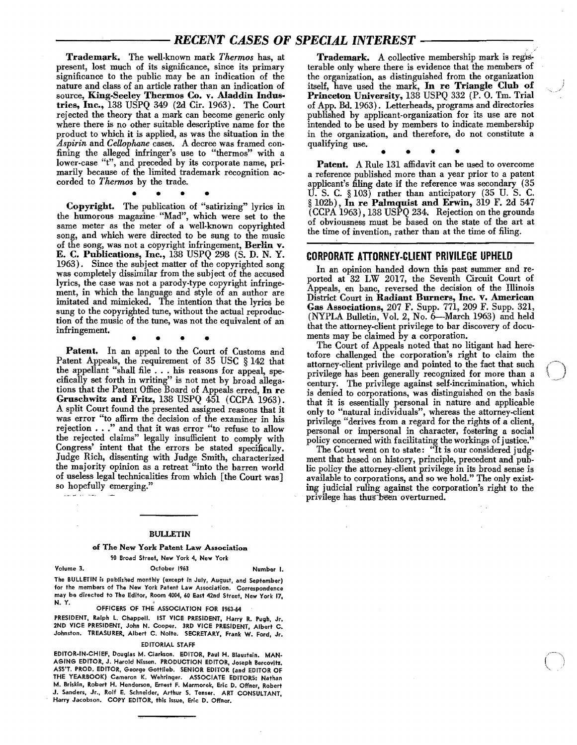## RECENT CASES OF SPECIAL INTEREST

**Trademark.** The well-known mark *Thermos* has, at present, lost much of its significance, since its primary significance to the public may be an indication of the nature and class of an article rather than an indication of source, **King-Seeley Thermos Co. v. Aladdin Industries, Inc.,** 138 USPQ 349 (2d Cir. 1963). The Court rejected the theory that a mark can become generic only where there is no other suitable descriptive name for the product to which it is applied, as was the situation in the *Aspirin* and *Cellophane* cases. A decree was framed confining the alleged infringer's use to "thermos" with a lower-case "t", and preceded by its corporate name, primarily because of the limited trademark recognition accorded to *Thermos* by the trade.

• • • •

**Copyright.** The publication of "satirizing" lyrics in the humorous magazine "Mad", which were set to the same meter as the meter of a well-known copyrighted song, and which were directed to be sung to the music of the song, was not a copyright infringement, **Berlin v. E. C. Publications, Inc.,** 138 USPQ 298 (S. D. N. Y. 1963). Since the subject matter of the copyrighted song was completely dissimilar from the subject of the accused lyrics, the case was not a parody-type copyright infringement, in which the language and style of an author are imitated and mimicked. The intention that the lyrics be sung to the copyrighted tune, without the actual reproduction of the music of the tune, was not the equivalent of an infringement.

• • • •

**Patent.** In an appeal to the Court of Customs and Patent Appeals, the requirement of 35 USC § 142 that the appellant "shall file . . . his reasons for appeal, specifically set forth in writing" is not met by broad allegations that the Patent Office Board of Appeals erred, **In re Gruschwitz and Fritz,** 138 USPQ 451 (CCPA 1963). A split Court found the presented assigned reasons that it was error "to affirm the decision of the examiner in his rejection . . ." and that it was error "to refuse to allow the rejected claims" legally insufficient to comply with Congress' intent that the errors be stated specifically. Judge Rich, dissenting with Judge Smith, characterized the majority opinion as a retreat "into the barren world of useless legal technicalities from which [the Court was] so hopefully emerging."

**Trademark.** A collective membership mark is registerable only where there is evidence that the members of the organization, as distinguished from the organization itself, have used the mark, **In re Triangle Club of Princeton University,** 138 USPQ 332 (P. O. Tm. Trial of App. Bd. 1963). Letterheads, programs and directories published by applicant-organization for its use are not intended to be used by members to indicate membership in the organization, and therefore, do not constitute a qualifying use.

• • • •

**Patent.** A Rule 131 affidavit can be used to overcome a reference published more than a year prior to a patent applicant's filing date if the reference was secondary (35 U. S. C. § 103) rather than anticipatory (35 U. S. C. § 102b), **In re Palmquist and Erwin,** 319 F. 2d 547 (CCPA 1963), 138 USPQ 234. Rejection on the grounds of obviousness must be based on the state of the art at the time of invention, rather than at the time of filing.

## CORPORATE ATTORNEY-CLIENT PRIVILEGE UPHELD

In an opinion handed down this past summer and reported at 32 LW 2017, the Seventh Circuit Court of Appeals, en banc, reversed the decision of the Illinois District Court in **Radiant Burners, Inc. v. American Gas Associations,** 207 F. Supp. 771, 209 F. Supp. 321, (NYPLA Bulletin, Vol. 2, No. 6—March 1963) and held that the attorney-client privilege to bar discovery of documents may be claimed by a corporation.

The Court of Appeals noted that no litigant had heretofore challenged the corporation's right to claim the attorney-client privilege and pointed to the fact that such privilege has been generally recognized for more than a century. The privilege against self-incrimination, which is denied to corporations, was distinguished on the basis that it is essentially personal in nature and applicable only to "natural individuals", whereas the attorney-client privilege "derives from a regard for the rights of a client, personal or impersonal in character, fostering a social policy concerned with facilitating the workings of justice."

The Court went on to state: "It is our considered judgment that based on history, principle, precedent and public policy the attorney-client privilege in its broad sense is available to corporations, and so we hold." The only existing judicial ruling against the corporation's right to the privilege has thus been overturned.

---

**BULLETIN**

**of The New York Patent Law Association**

90 Broad Street, New York 4, New York

Volume 3. October 1963 Number 1.

The BULLETIN is published monthly (except in July, August, and September) for the members of The New York Patent Law Association. Correspondence may be directed to The Editor, Room 4004, 60 East 42nd Street, New York 17, N. Y.

OFFICERS OF THE ASSOCIATION FOR 1963-64

PRESIDENT, Ralph L. Chappell. 1ST VICE PRESIDENT, Harry R. Pugh, Jr. 2ND VICE PRESIDENT, John N. Cooper. 3RD VICE PRESIDENT, Albert C. Johnston. TREASURER, Albert C. Nolte. SECRETARY, Frank W. Ford, Jr.

EDITORIAL STAFF

EDITOR-IN-CHIEF, Douglas M. Clarkson. EDITOR, Paul H. Blaustein. MANAGING EDITOR, J. Harold Nissen. PRODUCTION EDITOR, Joseph Bercovitz. ASS'T. PROD. EDITOR, George Gottlieb. SENIOR EDITOR (and EDITOR OF THE YEARBOOK) Cameron K. Wehringer. ASSOCIATE EDITORS: Nathan M. Briskin, Robert H. Henderson, Ernest F. Marmorek, Eric D. Offner, Robert J. Sanders, Jr., Rolf E. Schneider, Arthur S. Tenser. ART CONSULTANT, Harry Jacobson. COPY EDITOR, this issue, Eric D. Offner.